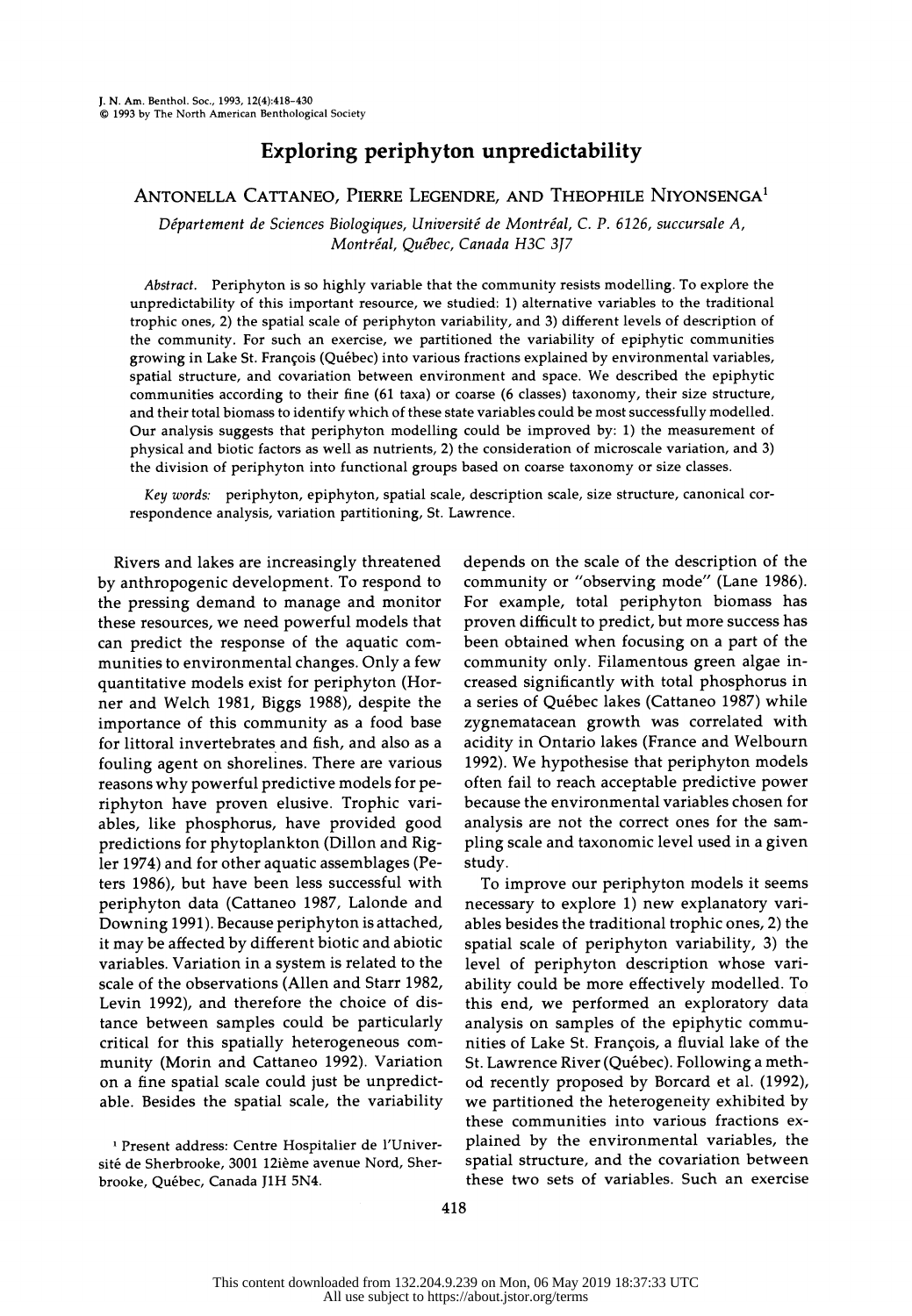# Exploring periphyton unpredictability

ANTONELLA CATTANEO, PIERRE LEGENDRE, AND THEOPHILE NIYONSENGA[1]

*Département de Sciences Biologiques, Université de Montréal, C. P. 6126, succursale A, Montréal, Québec, Canada H3C 3J7*

*Abstract.* Periphyton is so highly variable that the community resists modelling. To explore the unpredictability of this important resource, we studied: 1) alternative variables to the traditional trophic ones, 2) the spatial scale of periphyton variability, and 3) different levels of description of the community. For such an exercise, we partitioned the variability of epiphytic communities growing in Lake St. François (Québec) into various fractions explained by environmental variables, spatial structure, and covariation between environment and space. We described the epiphytic communities according to their fine (61 taxa) or coarse (6 classes) taxonomy, their size structure, and their total biomass to identify which of these state variables could be most successfully modelled. Our analysis suggests that periphyton modelling could be improved by: 1) the measurement of physical and biotic factors as well as nutrients, 2) the consideration of microscale variation, and 3) the division of periphyton into functional groups based on coarse taxonomy or size classes.

*Key words:* periphyton, epiphyton, spatial scale, description scale, size structure, canonical correspondence analysis, variation partitioning, St. Lawrence.

Rivers and lakes are increasingly threatened by anthropogenic development. To respond to the pressing demand to manage and monitor these resources, we need powerful models that can predict the response of the aquatic communities to environmental changes. Only a few quantitative models exist for periphyton (Horner and Welch 1981, Biggs 1988), despite the importance of this community as a food base for littoral invertebrates and fish, and also as a fouling agent on shorelines. There are various reasons why powerful predictive models for periphyton have proven elusive. Trophic variables, like phosphorus, have provided good predictions for phytoplankton (Dillon and Rigler 1974) and for other aquatic assemblages (Peters 1986), but have been less successful with periphyton data (Cattaneo 1987, Lalonde and Downing 1991). Because periphyton is attached, it may be affected by different biotic and abiotic variables. Variation in a system is related to the scale of the observations (Allen and Starr 1982, Levin 1992), and therefore the choice of distance between samples could be particularly critical for this spatially heterogeneous community (Morin and Cattaneo 1992). Variation on a fine spatial scale could just be unpredictable. Besides the spatial scale, the variability depends on the scale of the description of the community or "observing mode" (Lane 1986). For example, total periphyton biomass has proven difficult to predict, but more success has been obtained when focusing on a part of the community only. Filamentous green algae increased significantly with total phosphorus in a series of Québec lakes (Cattaneo 1987) while zygnematacean growth was correlated with acidity in Ontario lakes (France and Welbourn 1992). We hypothesise that periphyton models often fail to reach acceptable predictive power because the environmental variables chosen for analysis are not the correct ones for the sampling scale and taxonomic level used in a given study.

To improve our periphyton models it seems necessary to explore 1) new explanatory variables besides the traditional trophic ones, 2) the spatial scale of periphyton variability, 3) the level of periphyton description whose variability could be more effectively modelled. To this end, we performed an exploratory data analysis on samples of the epiphytic communities of Lake St. François, a fluvial lake of the St. Lawrence River (Québec). Following a method recently proposed by Borcard et al. (1992), we partitioned the heterogeneity exhibited by these communities into various fractions explained by the environmental variables, the spatial structure, and the covariation between these two sets of variables. Such an exercise

[1] Present address: Centre Hospitalier de l'Université de Sherbrooke, 3001 12ième avenue Nord, Sherbrooke, Québec, Canada J1H 5N4.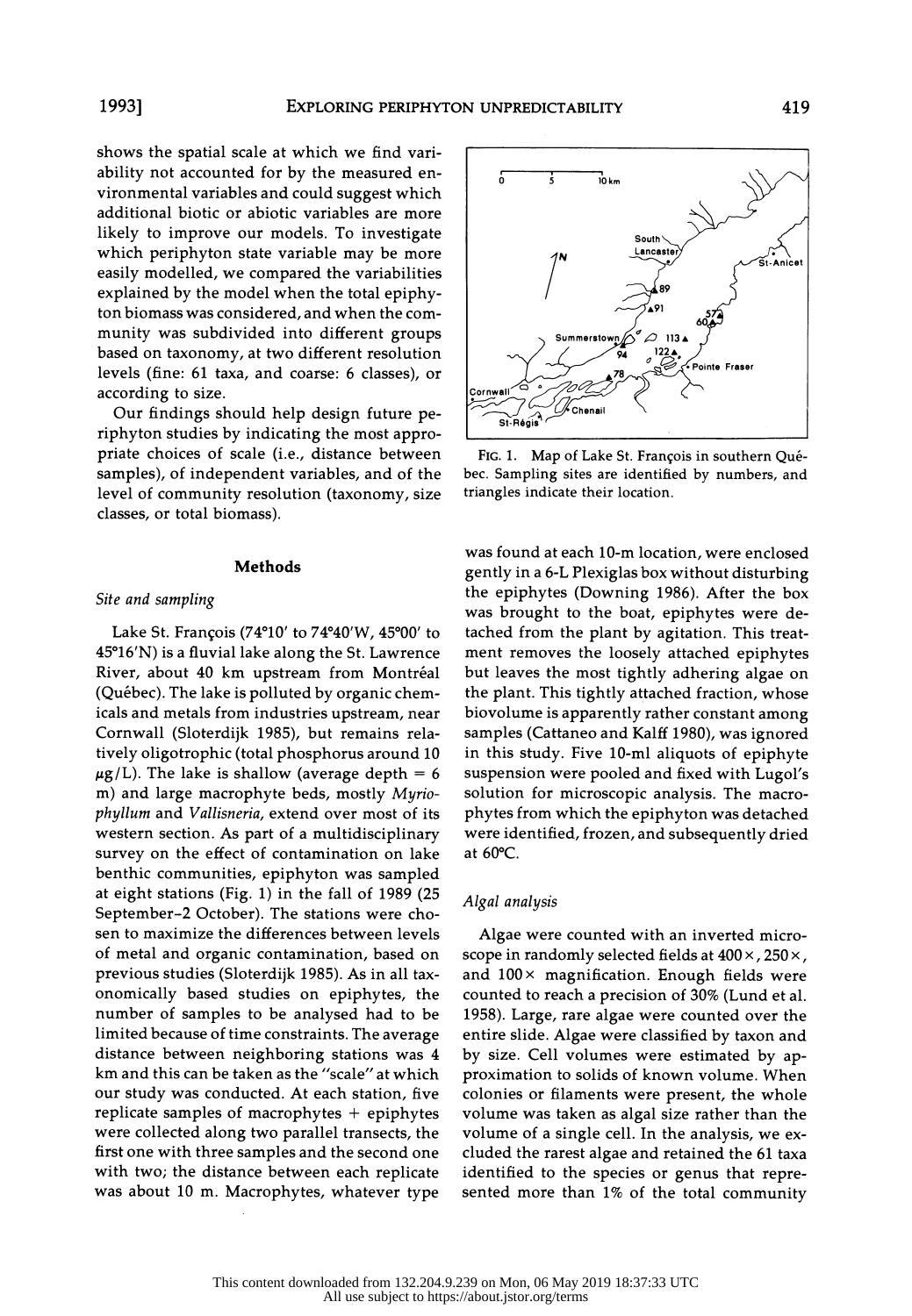shows the spatial scale at which we find variability not accounted for by the measured environmental variables and could suggest which additional biotic or abiotic variables are more likely to improve our models. To investigate which periphyton state variable may be more easily modelled, we compared the variabilities explained by the model when the total epiphyton biomass was considered, and when the community was subdivided into different groups based on taxonomy, at two different resolution levels (fine: 61 taxa, and coarse: 6 classes), or according to size.

Our findings should help design future periphyton studies by indicating the most appropriate choices of scale (i.e., distance between samples), of independent variables, and of the level of community resolution (taxonomy, size classes, or total biomass).

FIG. 1. Map of Lake St. François in southern Québec. Sampling sites are identified by numbers, and triangles indicate their location.

## Methods

### *Site and sampling*

Lake St. François (74°10′ to 74°40′W, 45°00′ to 45°16′N) is a fluvial lake along the St. Lawrence River, about 40 km upstream from Montréal (Québec). The lake is polluted by organic chemicals and metals from industries upstream, near Cornwall (Sloterdijk 1985), but remains relatively oligotrophic (total phosphorus around 10 $\mu$g/L). The lake is shallow (average depth = 6 m) and large macrophyte beds, mostly *Myriophyllum* and *Vallisneria*, extend over most of its western section. As part of a multidisciplinary survey on the effect of contamination on lake benthic communities, epiphyton was sampled at eight stations (Fig. 1) in the fall of 1989 (25 September–2 October). The stations were chosen to maximize the differences between levels of metal and organic contamination, based on previous studies (Sloterdijk 1985). As in all taxonomically based studies on epiphytes, the number of samples to be analysed had to be limited because of time constraints. The average distance between neighboring stations was 4 km and this can be taken as the "scale" at which our study was conducted. At each station, five replicate samples of macrophytes + epiphytes were collected along two parallel transects, the first one with three samples and the second one with two; the distance between each replicate was about 10 m. Macrophytes, whatever type was found at each 10-m location, were enclosed gently in a 6-L Plexiglas box without disturbing the epiphytes (Downing 1986). After the box was brought to the boat, epiphytes were detached from the plant by agitation. This treatment removes the loosely attached epiphytes but leaves the most tightly adhering algae on the plant. This tightly attached fraction, whose biovolume is apparently rather constant among samples (Cattaneo and Kalff 1980), was ignored in this study. Five 10-ml aliquots of epiphyte suspension were pooled and fixed with Lugol's solution for microscopic analysis. The macrophytes from which the epiphyton was detached were identified, frozen, and subsequently dried at 60°C.

### *Algal analysis*

Algae were counted with an inverted microscope in randomly selected fields at 400×, 250×, and 100× magnification. Enough fields were counted to reach a precision of 30% (Lund et al. 1958). Large, rare algae were counted over the entire slide. Algae were classified by taxon and by size. Cell volumes were estimated by approximation to solids of known volume. When colonies or filaments were present, the whole volume was taken as algal size rather than the volume of a single cell. In the analysis, we excluded the rarest algae and retained the 61 taxa identified to the species or genus that represented more than 1% of the total community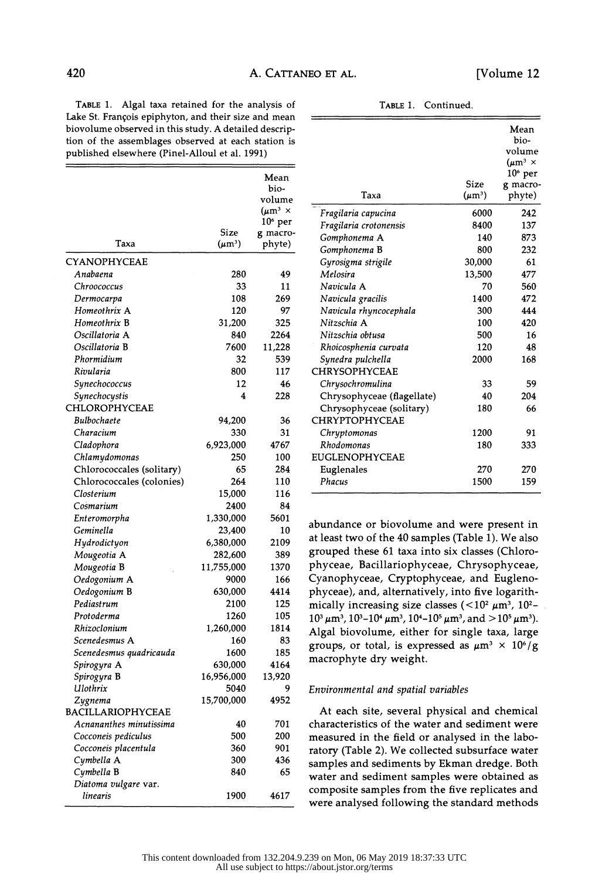TABLE 1. Algal taxa retained for the analysis of Lake St. François epiphyton, and their size and mean biovolume observed in this study. A detailed description of the assemblages observed at each station is published elsewhere (Pinel-Alloul et al. 1991)

| Taxa | Size ($\mu m^3$) | Mean biovolume ($\mu m^3 \times 10^6$ per g macrophyte) |
|---|---|---|
| CYANOPHYCEAE | | |
| *Anabaena* | 280 | 49 |
| *Chroococcus* | 33 | 11 |
| *Dermocarpa* | 108 | 269 |
| *Homeothrix* A | 120 | 97 |
| *Homeothrix* B | 31,200 | 325 |
| *Oscillatoria* A | 840 | 2264 |
| *Oscillatoria* B | 7600 | 11,228 |
| *Phormidium* | 32 | 539 |
| *Rivularia* | 800 | 117 |
| *Synechococcus* | 12 | 46 |
| *Synechocystis* | 4 | 228 |
| CHLOROPHYCEAE | | |
| *Bulbochaete* | 94,200 | 36 |
| *Characium* | 330 | 31 |
| *Cladophora* | 6,923,000 | 4767 |
| *Chlamydomonas* | 250 | 100 |
| Chlorococcales (solitary) | 65 | 284 |
| Chlorococcales (colonies) | 264 | 110 |
| *Closterium* | 15,000 | 116 |
| *Cosmarium* | 2400 | 84 |
| *Enteromorpha* | 1,330,000 | 5601 |
| *Geminella* | 23,400 | 10 |
| *Hydrodictyon* | 6,380,000 | 2109 |
| *Mougeotia* A | 282,600 | 389 |
| *Mougeotia* B | 11,755,000 | 1370 |
| *Oedogonium* A | 9000 | 166 |
| *Oedogonium* B | 630,000 | 4414 |
| *Pediastrum* | 2100 | 125 |
| *Protoderma* | 1260 | 105 |
| *Rhizoclonium* | 1,260,000 | 1814 |
| *Scenedesmus* A | 160 | 83 |
| *Scenedesmus quadricauda* | 1600 | 185 |
| *Spirogyra* A | 630,000 | 4164 |
| *Spirogyra* B | 16,956,000 | 13,920 |
| *Ulothrix* | 5040 | 9 |
| *Zygnema* | 15,700,000 | 4952 |
| BACILLARIOPHYCEAE | | |
| *Acnananthes minutissima* | 40 | 701 |
| *Cocconeis pediculus* | 500 | 200 |
| *Cocconeis placentula* | 360 | 901 |
| *Cymbella* A | 300 | 436 |
| *Cymbella* B | 840 | 65 |
| *Diatoma vulgare* var. *linearis* | 1900 | 4617 |
| *Fragilaria capucina* | 6000 | 242 |
| *Fragilaria crotonensis* | 8400 | 137 |
| *Gomphonema* A | 140 | 873 |
| *Gomphonema* B | 800 | 232 |
| *Gyrosigma strigile* | 30,000 | 61 |
| *Melosira* | 13,500 | 477 |
| *Navicula* A | 70 | 560 |
| *Navicula gracilis* | 1400 | 472 |
| *Navicula rhyncocephala* | 300 | 444 |
| *Nitzschia* A | 100 | 420 |
| *Nitzschia obtusa* | 500 | 16 |
| *Rhoicosphenia curvata* | 120 | 48 |
| *Synedra pulchella* | 2000 | 168 |
| CHRYSOPHYCEAE | | |
| *Chrysochromulina* | 33 | 59 |
| Chrysophyceae (flagellate) | 40 | 204 |
| Chrysophyceae (solitary) | 180 | 66 |
| CHRYPTOPHYCEAE | | |
| *Chryptomonas* | 1200 | 91 |
| *Rhodomonas* | 180 | 333 |
| EUGLENOPHYCEAE | | |
| Euglenales | 270 | 270 |
| *Phacus* | 1500 | 159 |

abundance or biovolume and were present in at least two of the 40 samples (Table 1). We also grouped these 61 taxa into six classes (Chlorophyceae, Bacillariophyceae, Chrysophyceae, Cyanophyceae, Cryptophyceae, and Euglenophyceae), and, alternatively, into five logarithmically increasing size classes ($<10^2$ $\mu m^3$, $10^2$–$10^3$ $\mu m^3$, $10^3$–$10^4$ $\mu m^3$, $10^4$–$10^5$ $\mu m^3$, and $>10^5$ $\mu m^3$). Algal biovolume, either for single taxa, large groups, or total, is expressed as $\mu m^3 \times 10^6$/g macrophyte dry weight.

### *Environmental and spatial variables*

At each site, several physical and chemical characteristics of the water and sediment were measured in the field or analysed in the laboratory (Table 2). We collected subsurface water samples and sediments by Ekman dredge. Both water and sediment samples were obtained as composite samples from the five replicates and were analysed following the standard methods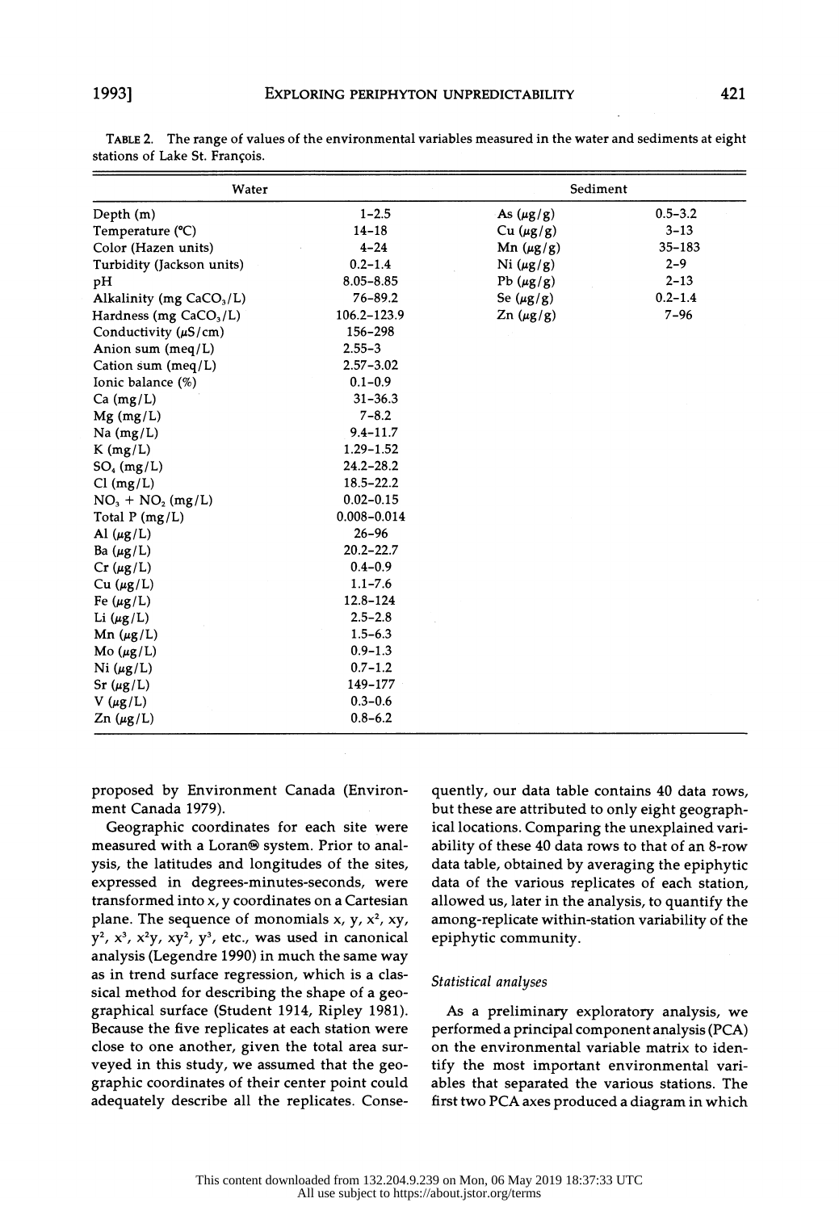TABLE 2. The range of values of the environmental variables measured in the water and sediments at eight stations of Lake St. François.

| Water | | Sediment | |
|---|---|---|---|
| Depth (m) | 1–2.5 | As (μg/g) | 0.5–3.2 |
| Temperature (°C) | 14–18 | Cu (μg/g) | 3–13 |
| Color (Hazen units) | 4–24 | Mn (μg/g) | 35–183 |
| Turbidity (Jackson units) | 0.2–1.4 | Ni (μg/g) | 2–9 |
| pH | 8.05–8.85 | Pb (μg/g) | 2–13 |
| Alkalinity (mg $CaCO_3$/L) | 76–89.2 | Se (μg/g) | 0.2–1.4 |
| Hardness (mg $CaCO_3$/L) | 106.2–123.9 | Zn (μg/g) | 7–96 |
| Conductivity (μS/cm) | 156–298 | | |
| Anion sum (meq/L) | 2.55–3 | | |
| Cation sum (meq/L) | 2.57–3.02 | | |
| Ionic balance (%) | 0.1–0.9 | | |
| Ca (mg/L) | 31–36.3 | | |
| Mg (mg/L) | 7–8.2 | | |
| Na (mg/L) | 9.4–11.7 | | |
| K (mg/L) | 1.29–1.52 | | |
| $SO_4$ (mg/L) | 24.2–28.2 | | |
| Cl (mg/L) | 18.5–22.2 | | |
| $NO_3$ + $NO_2$ (mg/L) | 0.02–0.15 | | |
| Total P (mg/L) | 0.008–0.014 | | |
| Al (μg/L) | 26–96 | | |
| Ba (μg/L) | 20.2–22.7 | | |
| Cr (μg/L) | 0.4–0.9 | | |
| Cu (μg/L) | 1.1–7.6 | | |
| Fe (μg/L) | 12.8–124 | | |
| Li (μg/L) | 2.5–2.8 | | |
| Mn (μg/L) | 1.5–6.3 | | |
| Mo (μg/L) | 0.9–1.3 | | |
| Ni (μg/L) | 0.7–1.2 | | |
| Sr (μg/L) | 149–177 | | |
| V (μg/L) | 0.3–0.6 | | |
| Zn (μg/L) | 0.8–6.2 | | |

proposed by Environment Canada (Environment Canada 1979).

Geographic coordinates for each site were measured with a Loran® system. Prior to analysis, the latitudes and longitudes of the sites, expressed in degrees-minutes-seconds, were transformed into x, y coordinates on a Cartesian plane. The sequence of monomials x, y, $x^2$, xy, $y^2$, $x^3$, $x^2y$, $xy^2$, $y^3$, etc., was used in canonical analysis (Legendre 1990) in much the same way as in trend surface regression, which is a classical method for describing the shape of a geographical surface (Student 1914, Ripley 1981). Because the five replicates at each station were close to one another, given the total area surveyed in this study, we assumed that the geographic coordinates of their center point could adequately describe all the replicates. Consequently, our data table contains 40 data rows, but these are attributed to only eight geographical locations. Comparing the unexplained variability of these 40 data rows to that of an 8-row data table, obtained by averaging the epiphytic data of the various replicates of each station, allowed us, later in the analysis, to quantify the among-replicate within-station variability of the epiphytic community.

### *Statistical analyses*

As a preliminary exploratory analysis, we performed a principal component analysis (PCA) on the environmental variable matrix to identify the most important environmental variables that separated the various stations. The first two PCA axes produced a diagram in which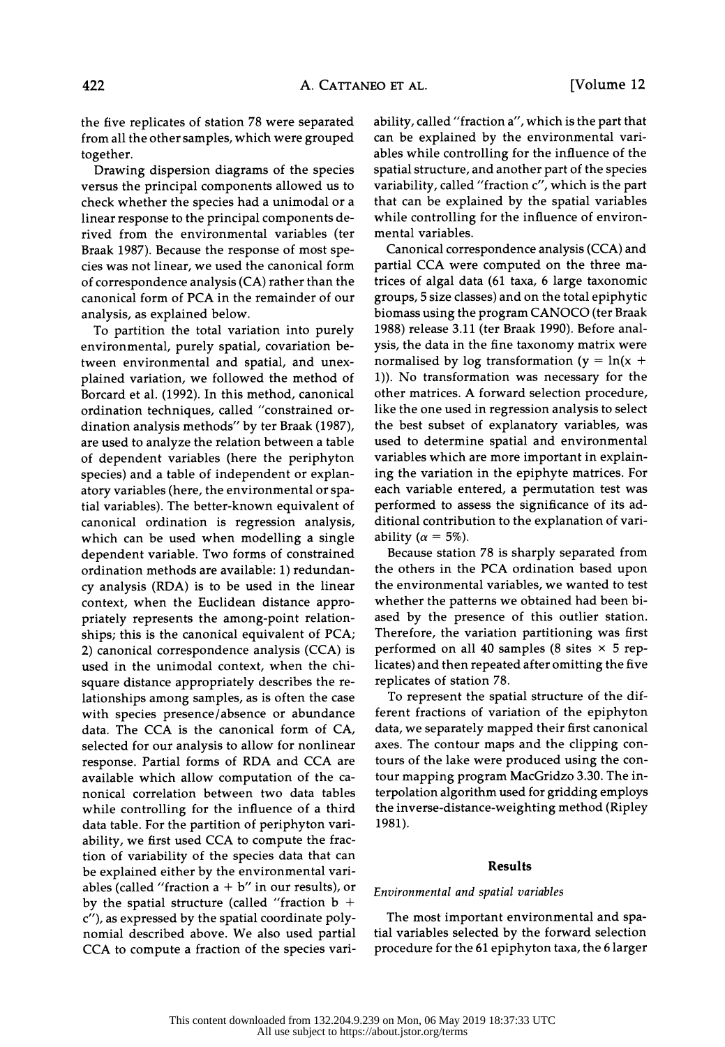the five replicates of station 78 were separated from all the other samples, which were grouped together.

Drawing dispersion diagrams of the species versus the principal components allowed us to check whether the species had a unimodal or a linear response to the principal components derived from the environmental variables (ter Braak 1987). Because the response of most species was not linear, we used the canonical form of correspondence analysis (CA) rather than the canonical form of PCA in the remainder of our analysis, as explained below.

To partition the total variation into purely environmental, purely spatial, covariation between environmental and spatial, and unexplained variation, we followed the method of Borcard et al. (1992). In this method, canonical ordination techniques, called "constrained ordination analysis methods" by ter Braak (1987), are used to analyze the relation between a table of dependent variables (here the periphyton species) and a table of independent or explanatory variables (here, the environmental or spatial variables). The better-known equivalent of canonical ordination is regression analysis, which can be used when modelling a single dependent variable. Two forms of constrained ordination methods are available: 1) redundancy analysis (RDA) is to be used in the linear context, when the Euclidean distance appropriately represents the among-point relationships; this is the canonical equivalent of PCA; 2) canonical correspondence analysis (CCA) is used in the unimodal context, when the chi-square distance appropriately describes the relationships among samples, as is often the case with species presence/absence or abundance data. The CCA is the canonical form of CA, selected for our analysis to allow for nonlinear response. Partial forms of RDA and CCA are available which allow computation of the canonical correlation between two data tables while controlling for the influence of a third data table. For the partition of periphyton variability, we first used CCA to compute the fraction of variability of the species data that can be explained either by the environmental variables (called "fraction a + b" in our results), or by the spatial structure (called "fraction b + c"), as expressed by the spatial coordinate polynomial described above. We also used partial CCA to compute a fraction of the species variability, called "fraction a", which is the part that can be explained by the environmental variables while controlling for the influence of the spatial structure, and another part of the species variability, called "fraction c", which is the part that can be explained by the spatial variables while controlling for the influence of environmental variables.

Canonical correspondence analysis (CCA) and partial CCA were computed on the three matrices of algal data (61 taxa, 6 large taxonomic groups, 5 size classes) and on the total epiphytic biomass using the program CANOCO (ter Braak 1988) release 3.11 (ter Braak 1990). Before analysis, the data in the fine taxonomy matrix were normalised by log transformation ($y = \ln(x + 1)$). No transformation was necessary for the other matrices. A forward selection procedure, like the one used in regression analysis to select the best subset of explanatory variables, was used to determine spatial and environmental variables which are more important in explaining the variation in the epiphyte matrices. For each variable entered, a permutation test was performed to assess the significance of its additional contribution to the explanation of variability ($\alpha = 5\%$).

Because station 78 is sharply separated from the others in the PCA ordination based upon the environmental variables, we wanted to test whether the patterns we obtained had been biased by the presence of this outlier station. Therefore, the variation partitioning was first performed on all 40 samples (8 sites $\times$ 5 replicates) and then repeated after omitting the five replicates of station 78.

To represent the spatial structure of the different fractions of variation of the epiphyton data, we separately mapped their first canonical axes. The contour maps and the clipping contours of the lake were produced using the contour mapping program MacGridzo 3.30. The interpolation algorithm used for gridding employs the inverse-distance-weighting method (Ripley 1981).

## Results

### *Environmental and spatial variables*

The most important environmental and spatial variables selected by the forward selection procedure for the 61 epiphyton taxa, the 6 larger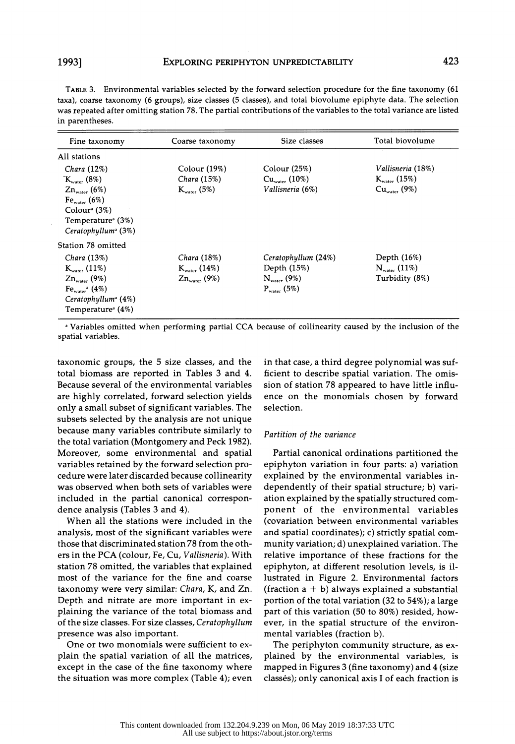TABLE 3. Environmental variables selected by the forward selection procedure for the fine taxonomy (61 taxa), coarse taxonomy (6 groups), size classes (5 classes), and total biovolume epiphyte data. The selection was repeated after omitting station 78. The partial contributions of the variables to the total variance are listed in parentheses.

| Fine taxonomy | Coarse taxonomy | Size classes | Total biovolume |
|---|---|---|---|
| All stations | | | |
| *Chara* (12%) | Colour (19%) | Colour (25%) | *Vallisneria* (18%) |
| $K_{water}$ (8%) | *Chara* (15%) | $Cu_{water}$ (10%) | $K_{water}$ (15%) |
| $Zn_{water}$ (6%) | $K_{water}$ (5%) | *Vallisneria* (6%) | $Cu_{water}$ (9%) |
| $Fe_{water}$ (6%) | | | |
| Colour[a] (3%) | | | |
| Temperature[a] (3%) | | | |
| *Ceratophyllum*[a] (3%) | | | |
| Station 78 omitted | | | |
| *Chara* (13%) | *Chara* (18%) | *Ceratophyllum* (24%) | Depth (16%) |
| $K_{water}$ (11%) | $K_{water}$ (14%) | Depth (15%) | $N_{water}$ (11%) |
| $Zn_{water}$ (9%) | $Zn_{water}$ (9%) | $N_{water}$ (9%) | Turbidity (8%) |
| $Fe_{water}$[a] (4%) | | $P_{water}$ (5%) | |
| *Ceratophyllum*[a] (4%) | | | |
| Temperature[a] (4%) | | | |

[a] Variables omitted when performing partial CCA because of collinearity caused by the inclusion of the spatial variables.

taxonomic groups, the 5 size classes, and the total biomass are reported in Tables 3 and 4. Because several of the environmental variables are highly correlated, forward selection yields only a small subset of significant variables. The subsets selected by the analysis are not unique because many variables contribute similarly to the total variation (Montgomery and Peck 1982). Moreover, some environmental and spatial variables retained by the forward selection procedure were later discarded because collinearity was observed when both sets of variables were included in the partial canonical correspondence analysis (Tables 3 and 4).

When all the stations were included in the analysis, most of the significant variables were those that discriminated station 78 from the others in the PCA (colour, Fe, Cu, *Vallisneria*). With station 78 omitted, the variables that explained most of the variance for the fine and coarse taxonomy were very similar: *Chara*, K, and Zn. Depth and nitrate are more important in explaining the variance of the total biomass and of the size classes. For size classes, *Ceratophyllum* presence was also important.

One or two monomials were sufficient to explain the spatial variation of all the matrices, except in the case of the fine taxonomy where the situation was more complex (Table 4); even in that case, a third degree polynomial was sufficient to describe spatial variation. The omission of station 78 appeared to have little influence on the monomials chosen by forward selection.

### *Partition of the variance*

Partial canonical ordinations partitioned the epiphyton variation in four parts: a) variation explained by the environmental variables independently of their spatial structure; b) variation explained by the spatially structured component of the environmental variables (covariation between environmental variables and spatial coordinates); c) strictly spatial community variation; d) unexplained variation. The relative importance of these fractions for the epiphyton, at different resolution levels, is illustrated in Figure 2. Environmental factors (fraction a + b) always explained a substantial portion of the total variation (32 to 54%); a large part of this variation (50 to 80%) resided, however, in the spatial structure of the environmental variables (fraction b).

The periphyton community structure, as explained by the environmental variables, is mapped in Figures 3 (fine taxonomy) and 4 (size classes); only canonical axis I of each fraction is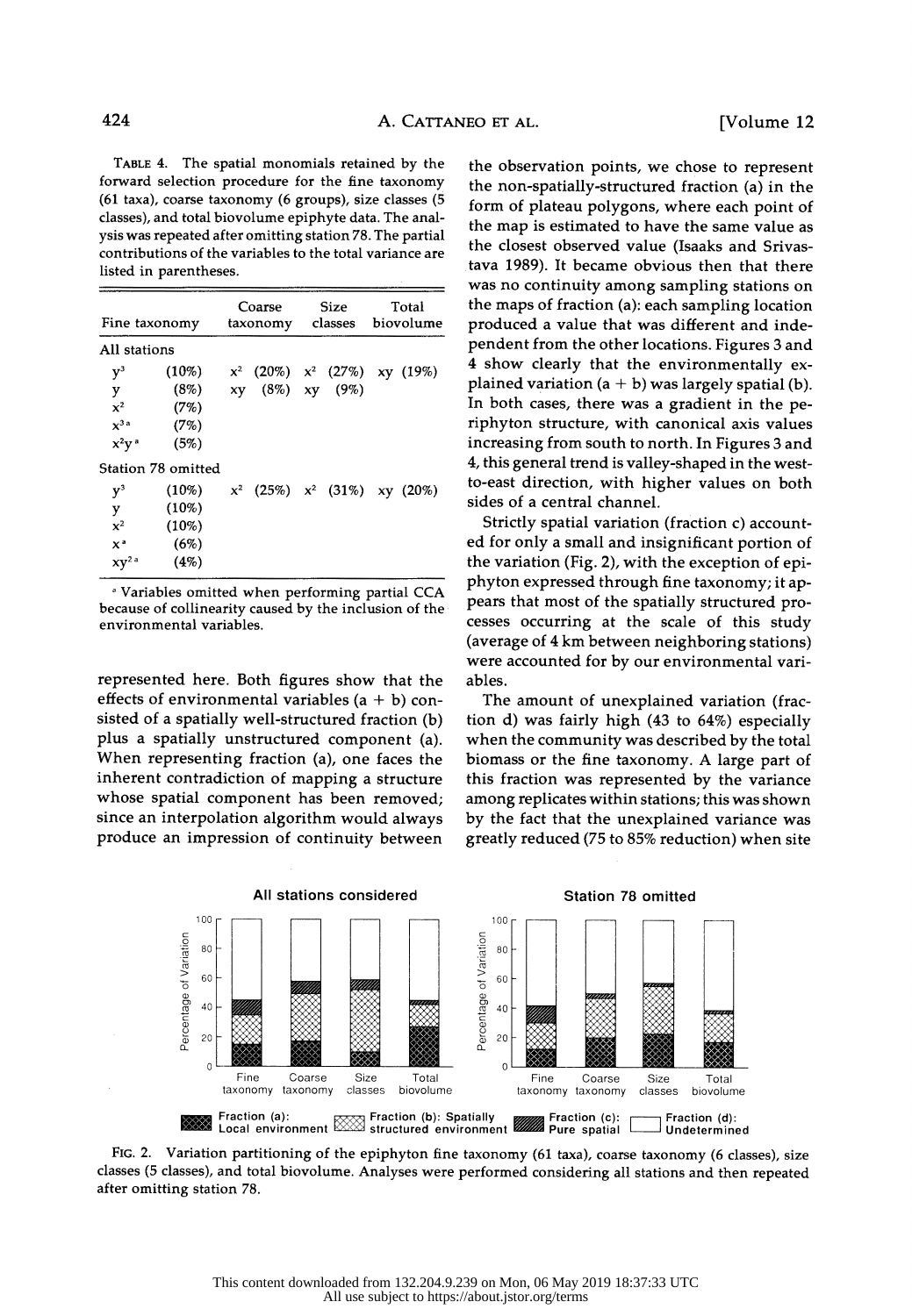TABLE 4. The spatial monomials retained by the forward selection procedure for the fine taxonomy (61 taxa), coarse taxonomy (6 groups), size classes (5 classes), and total biovolume epiphyte data. The analysis was repeated after omitting station 78. The partial contributions of the variables to the total variance are listed in parentheses.

| Fine taxonomy | | Coarse taxonomy | | Size classes | | Total biovolume | |
|---|---|---|---|---|---|---|---|
| All stations | | | | | | | |
| $y^3$ | (10%) | $x^2$ | (20%) | $x^2$ | (27%) | $xy$ | (19%) |
| $y$ | (8%) | $xy$ | (8%) | $xy$ | (9%) | | |
| $x^2$ | (7%) | | | | | | |
| $x^3$ [a] | (7%) | | | | | | |
| $x^2y$ [a] | (5%) | | | | | | |
| Station 78 omitted | | | | | | | |
| $y^3$ | (10%) | $x^2$ | (25%) | $x^2$ | (31%) | $xy$ | (20%) |
| $y$ | (10%) | | | | | | |
| $x^2$ | (10%) | | | | | | |
| $x$ [a] | (6%) | | | | | | |
| $xy^2$ [a] | (4%) | | | | | | |

[a] Variables omitted when performing partial CCA because of collinearity caused by the inclusion of the environmental variables.

represented here. Both figures show that the effects of environmental variables (a + b) consisted of a spatially well-structured fraction (b) plus a spatially unstructured component (a). When representing fraction (a), one faces the inherent contradiction of mapping a structure whose spatial component has been removed; since an interpolation algorithm would always produce an impression of continuity between the observation points, we chose to represent the non-spatially-structured fraction (a) in the form of plateau polygons, where each point of the map is estimated to have the same value as the closest observed value (Isaaks and Srivastava 1989). It became obvious then that there was no continuity among sampling stations on the maps of fraction (a): each sampling location produced a value that was different and independent from the other locations. Figures 3 and 4 show clearly that the environmentally explained variation (a + b) was largely spatial (b). In both cases, there was a gradient in the periphyton structure, with canonical axis values increasing from south to north. In Figures 3 and 4, this general trend is valley-shaped in the west-to-east direction, with higher values on both sides of a central channel.

Strictly spatial variation (fraction c) accounted for only a small and insignificant portion of the variation (Fig. 2), with the exception of epiphyton expressed through fine taxonomy; it appears that most of the spatially structured processes occurring at the scale of this study (average of 4 km between neighboring stations) were accounted for by our environmental variables.

The amount of unexplained variation (fraction d) was fairly high (43 to 64%) especially when the community was described by the total biomass or the fine taxonomy. A large part of this fraction was represented by the variance among replicates within stations; this was shown by the fact that the unexplained variance was greatly reduced (75 to 85% reduction) when site

FIG. 2. Variation partitioning of the epiphyton fine taxonomy (61 taxa), coarse taxonomy (6 classes), size classes (5 classes), and total biovolume. Analyses were performed considering all stations and then repeated after omitting station 78.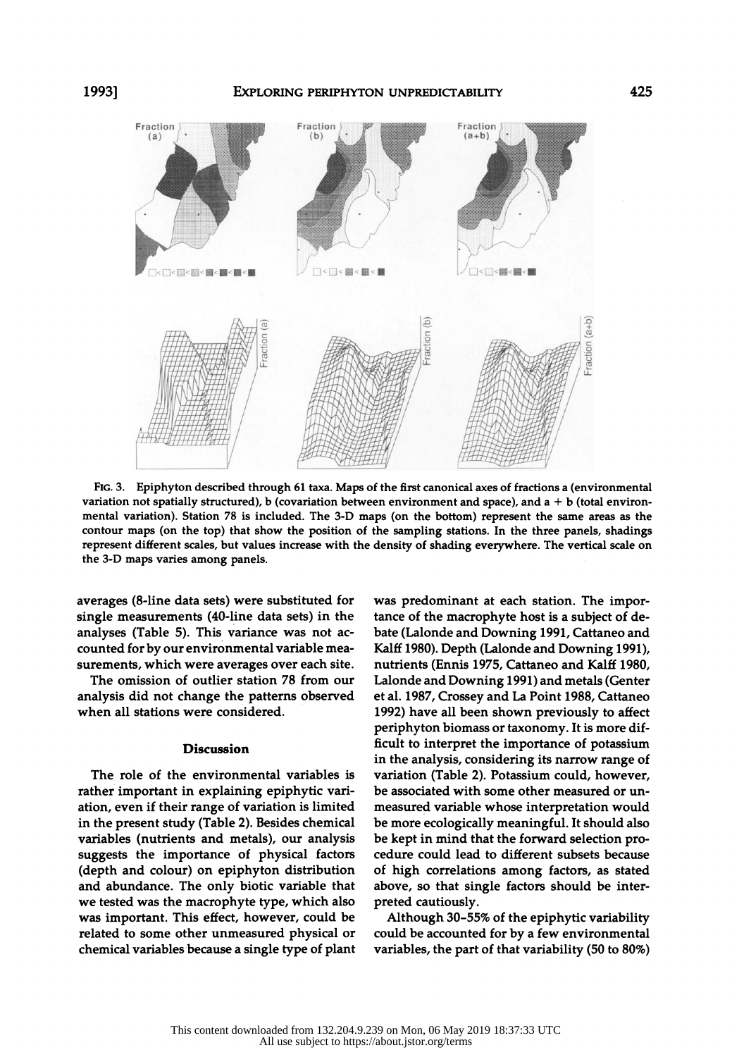FIG. 3. Epiphyton described through 61 taxa. Maps of the first canonical axes of fractions a (environmental variation not spatially structured), b (covariation between environment and space), and a + b (total environmental variation). Station 78 is included. The 3-D maps (on the bottom) represent the same areas as the contour maps (on the top) that show the position of the sampling stations. In the three panels, shadings represent different scales, but values increase with the density of shading everywhere. The vertical scale on the 3-D maps varies among panels.

averages (8-line data sets) were substituted for single measurements (40-line data sets) in the analyses (Table 5). This variance was not accounted for by our environmental variable measurements, which were averages over each site.

The omission of outlier station 78 from our analysis did not change the patterns observed when all stations were considered.

## Discussion

The role of the environmental variables is rather important in explaining epiphytic variation, even if their range of variation is limited in the present study (Table 2). Besides chemical variables (nutrients and metals), our analysis suggests the importance of physical factors (depth and colour) on epiphyton distribution and abundance. The only biotic variable that we tested was the macrophyte type, which also was important. This effect, however, could be related to some other unmeasured physical or chemical variables because a single type of plant was predominant at each station. The importance of the macrophyte host is a subject of debate (Lalonde and Downing 1991, Cattaneo and Kalff 1980). Depth (Lalonde and Downing 1991), nutrients (Ennis 1975, Cattaneo and Kalff 1980, Lalonde and Downing 1991) and metals (Genter et al. 1987, Crossey and La Point 1988, Cattaneo 1992) have all been shown previously to affect periphyton biomass or taxonomy. It is more difficult to interpret the importance of potassium in the analysis, considering its narrow range of variation (Table 2). Potassium could, however, be associated with some other measured or unmeasured variable whose interpretation would be more ecologically meaningful. It should also be kept in mind that the forward selection procedure could lead to different subsets because of high correlations among factors, as stated above, so that single factors should be interpreted cautiously.

Although 30–55% of the epiphytic variability could be accounted for by a few environmental variables, the part of that variability (50 to 80%)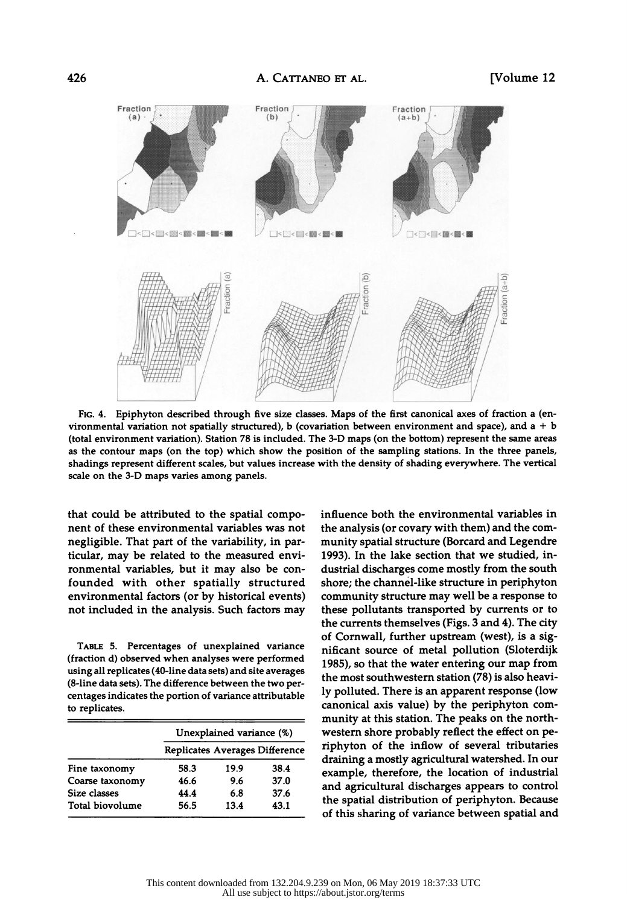FIG. 4. Epiphyton described through five size classes. Maps of the first canonical axes of fraction a (environmental variation not spatially structured), b (covariation between environment and space), and a + b (total environment variation). Station 78 is included. The 3-D maps (on the bottom) represent the same areas as the contour maps (on the top) which show the position of the sampling stations. In the three panels, shadings represent different scales, but values increase with the density of shading everywhere. The vertical scale on the 3-D maps varies among panels.

that could be attributed to the spatial component of these environmental variables was not negligible. That part of the variability, in particular, may be related to the measured environmental variables, but it may also be confounded with other spatially structured environmental factors (or by historical events) not included in the analysis. Such factors may influence both the environmental variables in the analysis (or covary with them) and the community spatial structure (Borcard and Legendre 1993). In the lake section that we studied, industrial discharges come mostly from the south shore; the channel-like structure in periphyton community structure may well be a response to these pollutants transported by currents or to the currents themselves (Figs. 3 and 4). The city of Cornwall, further upstream (west), is a significant source of metal pollution (Sloterdijk 1985), so that the water entering our map from the most southwestern station (78) is also heavily polluted. There is an apparent response (low canonical axis value) by the periphyton community at this station. The peaks on the northwestern shore probably reflect the effect on periphyton of the inflow of several tributaries draining a mostly agricultural watershed. In our example, therefore, the location of industrial and agricultural discharges appears to control the spatial distribution of periphyton. Because of this sharing of variance between spatial and

TABLE 5. Percentages of unexplained variance (fraction d) observed when analyses were performed using all replicates (40-line data sets) and site averages (8-line data sets). The difference between the two percentages indicates the portion of variance attributable to replicates.

| | Unexplained variance (%) | | |
|---|---|---|---|
| | Replicates | Averages | Difference |
| Fine taxonomy | 58.3 | 19.9 | 38.4 |
| Coarse taxonomy | 46.6 | 9.6 | 37.0 |
| Size classes | 44.4 | 6.8 | 37.6 |
| Total biovolume | 56.5 | 13.4 | 43.1 |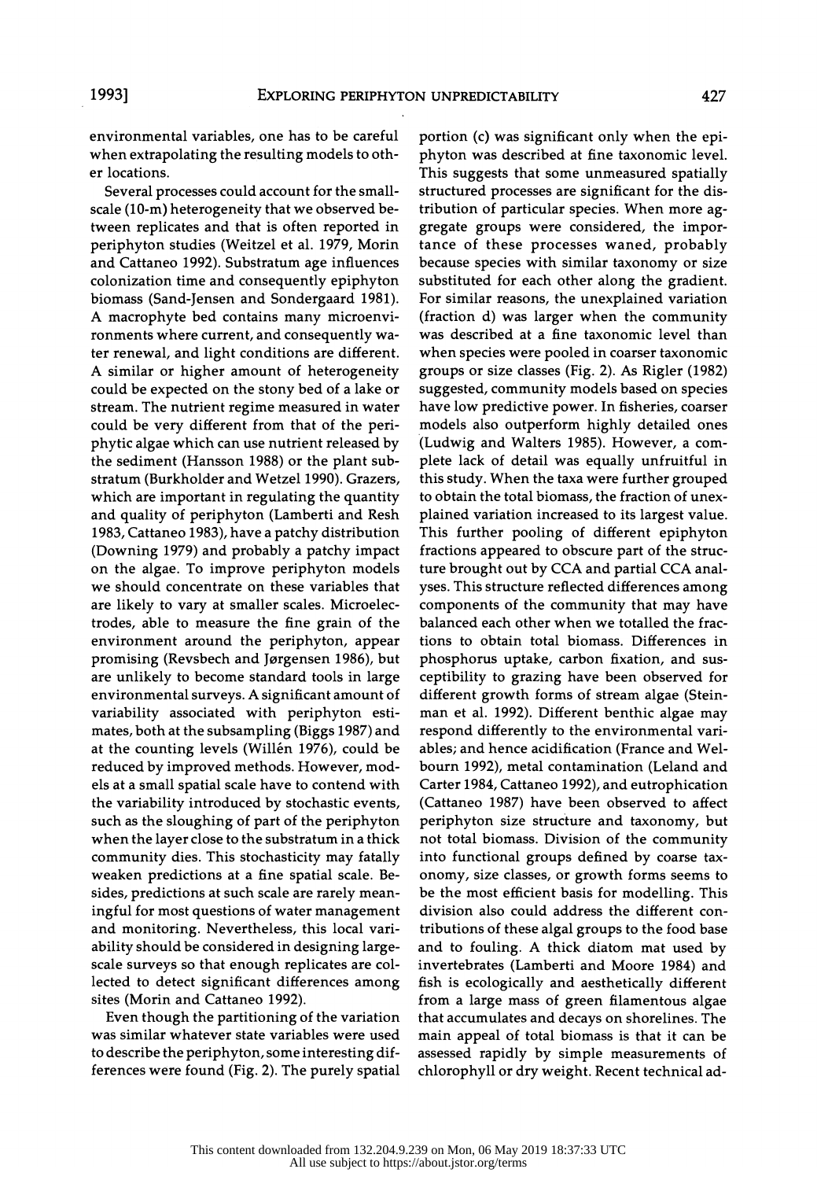environmental variables, one has to be careful when extrapolating the resulting models to other locations.

Several processes could account for the small-scale (10-m) heterogeneity that we observed between replicates and that is often reported in periphyton studies (Weitzel et al. 1979, Morin and Cattaneo 1992). Substratum age influences colonization time and consequently epiphyton biomass (Sand-Jensen and Sondergaard 1981). A macrophyte bed contains many microenvironments where current, and consequently water renewal, and light conditions are different. A similar or higher amount of heterogeneity could be expected on the stony bed of a lake or stream. The nutrient regime measured in water could be very different from that of the periphytic algae which can use nutrient released by the sediment (Hansson 1988) or the plant substratum (Burkholder and Wetzel 1990). Grazers, which are important in regulating the quantity and quality of periphyton (Lamberti and Resh 1983, Cattaneo 1983), have a patchy distribution (Downing 1979) and probably a patchy impact on the algae. To improve periphyton models we should concentrate on these variables that are likely to vary at smaller scales. Microelectrodes, able to measure the fine grain of the environment around the periphyton, appear promising (Revsbech and Jørgensen 1986), but are unlikely to become standard tools in large environmental surveys. A significant amount of variability associated with periphyton estimates, both at the subsampling (Biggs 1987) and at the counting levels (Willén 1976), could be reduced by improved methods. However, models at a small spatial scale have to contend with the variability introduced by stochastic events, such as the sloughing of part of the periphyton when the layer close to the substratum in a thick community dies. This stochasticity may fatally weaken predictions at a fine spatial scale. Besides, predictions at such scale are rarely meaningful for most questions of water management and monitoring. Nevertheless, this local variability should be considered in designing large-scale surveys so that enough replicates are collected to detect significant differences among sites (Morin and Cattaneo 1992).

Even though the partitioning of the variation was similar whatever state variables were used to describe the periphyton, some interesting differences were found (Fig. 2). The purely spatial portion (c) was significant only when the epiphyton was described at fine taxonomic level. This suggests that some unmeasured spatially structured processes are significant for the distribution of particular species. When more aggregate groups were considered, the importance of these processes waned, probably because species with similar taxonomy or size substituted for each other along the gradient. For similar reasons, the unexplained variation (fraction d) was larger when the community was described at a fine taxonomic level than when species were pooled in coarser taxonomic groups or size classes (Fig. 2). As Rigler (1982) suggested, community models based on species have low predictive power. In fisheries, coarser models also outperform highly detailed ones (Ludwig and Walters 1985). However, a complete lack of detail was equally unfruitful in this study. When the taxa were further grouped to obtain the total biomass, the fraction of unexplained variation increased to its largest value. This further pooling of different epiphyton fractions appeared to obscure part of the structure brought out by CCA and partial CCA analyses. This structure reflected differences among components of the community that may have balanced each other when we totalled the fractions to obtain total biomass. Differences in phosphorus uptake, carbon fixation, and susceptibility to grazing have been observed for different growth forms of stream algae (Steinman et al. 1992). Different benthic algae may respond differently to the environmental variables; and hence acidification (France and Welbourn 1992), metal contamination (Leland and Carter 1984, Cattaneo 1992), and eutrophication (Cattaneo 1987) have been observed to affect periphyton size structure and taxonomy, but not total biomass. Division of the community into functional groups defined by coarse taxonomy, size classes, or growth forms seems to be the most efficient basis for modelling. This division also could address the different contributions of these algal groups to the food base and to fouling. A thick diatom mat used by invertebrates (Lamberti and Moore 1984) and fish is ecologically and aesthetically different from a large mass of green filamentous algae that accumulates and decays on shorelines. The main appeal of total biomass is that it can be assessed rapidly by simple measurements of chlorophyll or dry weight. Recent technical ad-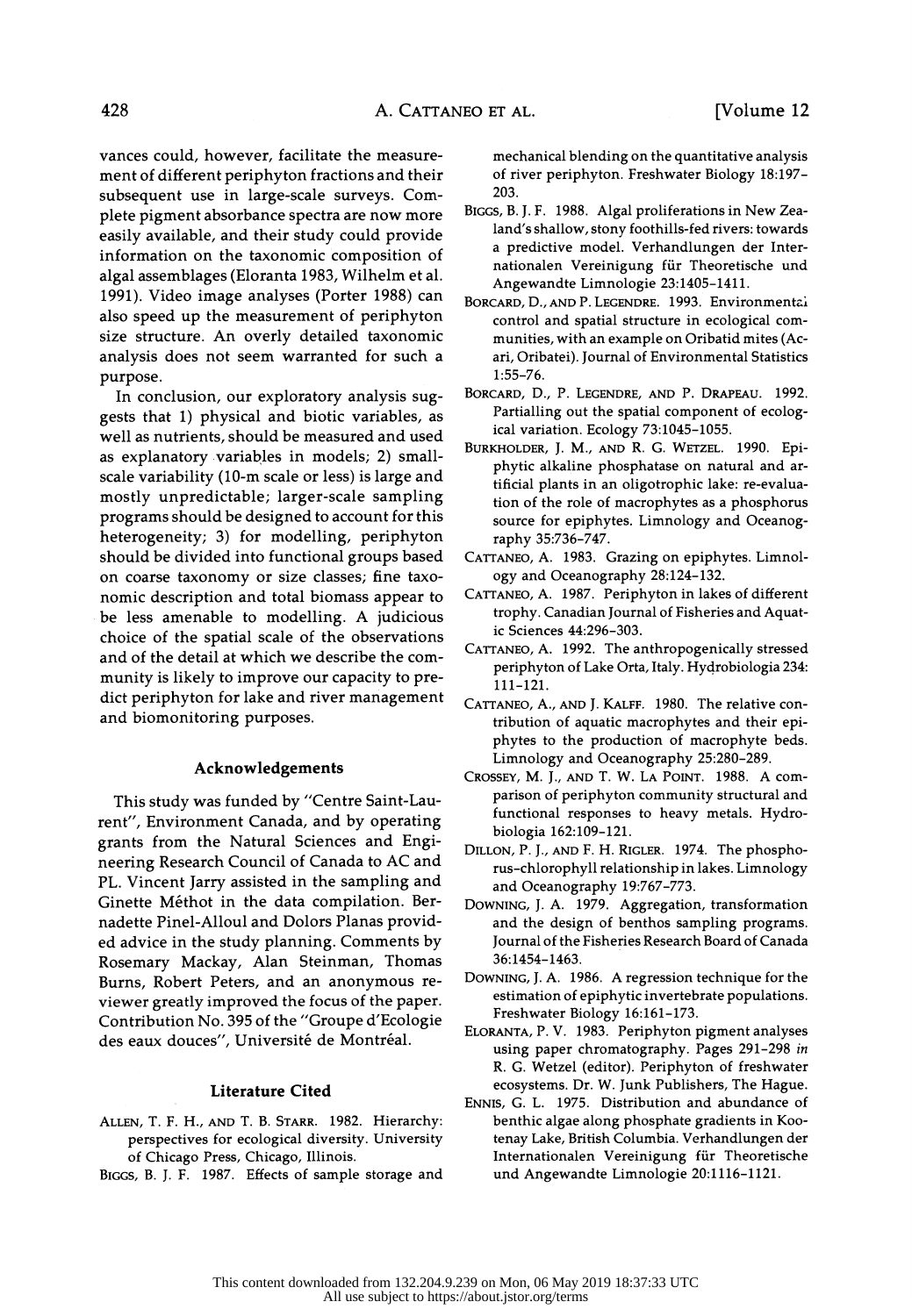vances could, however, facilitate the measurement of different periphyton fractions and their subsequent use in large-scale surveys. Complete pigment absorbance spectra are now more easily available, and their study could provide information on the taxonomic composition of algal assemblages (Eloranta 1983, Wilhelm et al. 1991). Video image analyses (Porter 1988) can also speed up the measurement of periphyton size structure. An overly detailed taxonomic analysis does not seem warranted for such a purpose.

In conclusion, our exploratory analysis suggests that 1) physical and biotic variables, as well as nutrients, should be measured and used as explanatory variables in models; 2) small-scale variability (10-m scale or less) is large and mostly unpredictable; larger-scale sampling programs should be designed to account for this heterogeneity; 3) for modelling, periphyton should be divided into functional groups based on coarse taxonomy or size classes; fine taxonomic description and total biomass appear to be less amenable to modelling. A judicious choice of the spatial scale of the observations and of the detail at which we describe the community is likely to improve our capacity to predict periphyton for lake and river management and biomonitoring purposes.

## Acknowledgements

This study was funded by "Centre Saint-Laurent", Environment Canada, and by operating grants from the Natural Sciences and Engineering Research Council of Canada to AC and PL. Vincent Jarry assisted in the sampling and Ginette Méthot in the data compilation. Bernadette Pinel-Alloul and Dolors Planas provided advice in the study planning. Comments by Rosemary Mackay, Alan Steinman, Thomas Burns, Robert Peters, and an anonymous reviewer greatly improved the focus of the paper. Contribution No. 395 of the "Groupe d'Ecologie des eaux douces", Université de Montréal.

## Literature Cited

ALLEN, T. F. H., AND T. B. STARR. 1982. Hierarchy: perspectives for ecological diversity. University of Chicago Press, Chicago, Illinois.

BIGGS, B. J. F. 1987. Effects of sample storage and mechanical blending on the quantitative analysis of river periphyton. Freshwater Biology 18:197–203.

BIGGS, B. J. F. 1988. Algal proliferations in New Zealand's shallow, stony foothills-fed rivers: towards a predictive model. Verhandlungen der Internationalen Vereinigung für Theoretische und Angewandte Limnologie 23:1405–1411.

BORCARD, D., AND P. LEGENDRE. 1993. Environmental control and spatial structure in ecological communities, with an example on Oribatid mites (Acari, Oribatei). Journal of Environmental Statistics 1:55–76.

BORCARD, D., P. LEGENDRE, AND P. DRAPEAU. 1992. Partialling out the spatial component of ecological variation. Ecology 73:1045–1055.

BURKHOLDER, J. M., AND R. G. WETZEL. 1990. Epiphytic alkaline phosphatase on natural and artificial plants in an oligotrophic lake: re-evaluation of the role of macrophytes as a phosphorus source for epiphytes. Limnology and Oceanography 35:736–747.

CATTANEO, A. 1983. Grazing on epiphytes. Limnology and Oceanography 28:124–132.

CATTANEO, A. 1987. Periphyton in lakes of different trophy. Canadian Journal of Fisheries and Aquatic Sciences 44:296–303.

CATTANEO, A. 1992. The anthropogenically stressed periphyton of Lake Orta, Italy. Hydrobiologia 234: 111–121.

CATTANEO, A., AND J. KALFF. 1980. The relative contribution of aquatic macrophytes and their epiphytes to the production of macrophyte beds. Limnology and Oceanography 25:280–289.

CROSSEY, M. J., AND T. W. LA POINT. 1988. A comparison of periphyton community structural and functional responses to heavy metals. Hydrobiologia 162:109–121.

DILLON, P. J., AND F. H. RIGLER. 1974. The phosphorus-chlorophyll relationship in lakes. Limnology and Oceanography 19:767–773.

DOWNING, J. A. 1979. Aggregation, transformation and the design of benthos sampling programs. Journal of the Fisheries Research Board of Canada 36:1454–1463.

DOWNING, J. A. 1986. A regression technique for the estimation of epiphytic invertebrate populations. Freshwater Biology 16:161–173.

ELORANTA, P. V. 1983. Periphyton pigment analyses using paper chromatography. Pages 291–298 *in* R. G. Wetzel (editor). Periphyton of freshwater ecosystems. Dr. W. Junk Publishers, The Hague.

ENNIS, G. L. 1975. Distribution and abundance of benthic algae along phosphate gradients in Kootenay Lake, British Columbia. Verhandlungen der Internationalen Vereinigung für Theoretische und Angewandte Limnologie 20:1116–1121.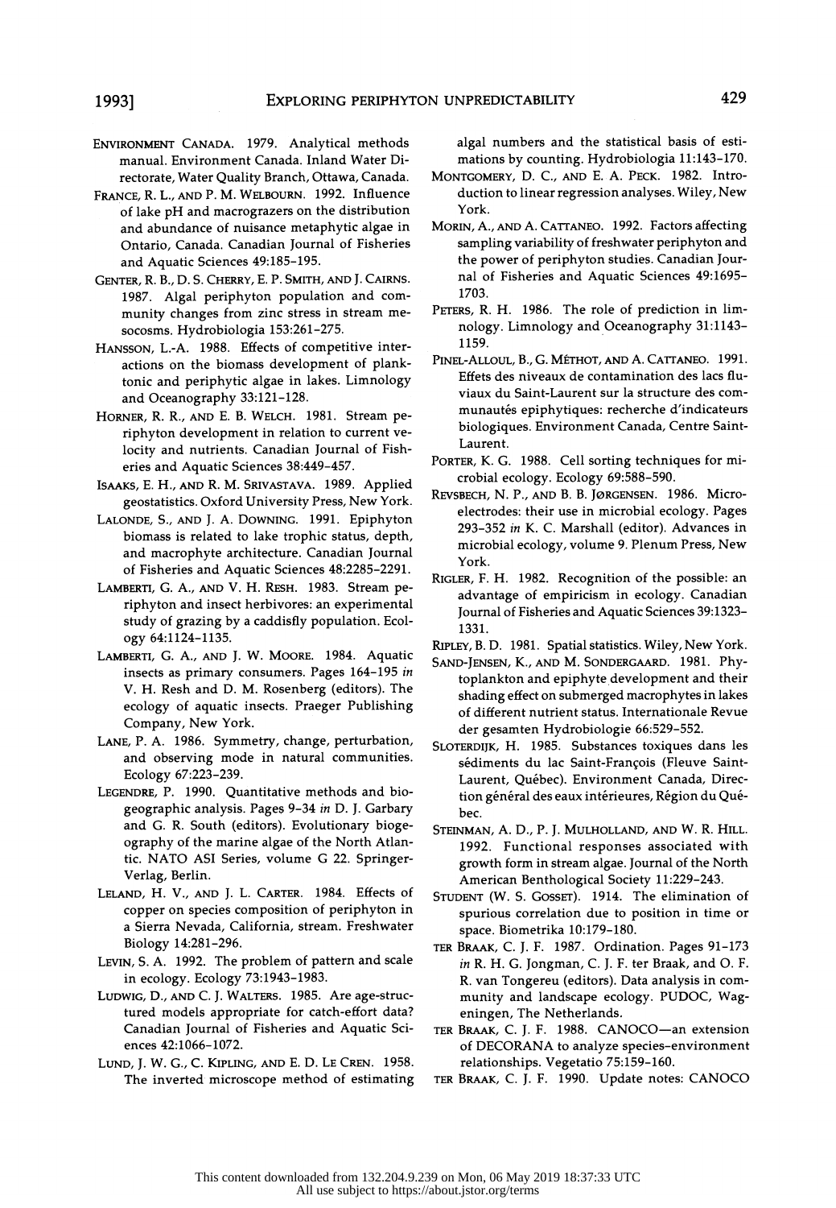Environment Canada. 1979. Analytical methods manual. Environment Canada. Inland Water Directorate, Water Quality Branch, Ottawa, Canada.

France, R. L., and P. M. Welbourn. 1992. Influence of lake pH and macrograzers on the distribution and abundance of nuisance metaphytic algae in Ontario, Canada. Canadian Journal of Fisheries and Aquatic Sciences 49:185–195.

Genter, R. B., D. S. Cherry, E. P. Smith, and J. Cairns. 1987. Algal periphyton population and community changes from zinc stress in stream mesocosms. Hydrobiologia 153:261–275.

Hansson, L.-A. 1988. Effects of competitive interactions on the biomass development of planktonic and periphytic algae in lakes. Limnology and Oceanography 33:121–128.

Horner, R. R., and E. B. Welch. 1981. Stream periphyton development in relation to current velocity and nutrients. Canadian Journal of Fisheries and Aquatic Sciences 38:449–457.

Isaaks, E. H., and R. M. Srivastava. 1989. Applied geostatistics. Oxford University Press, New York.

Lalonde, S., and J. A. Downing. 1991. Epiphyton biomass is related to lake trophic status, depth, and macrophyte architecture. Canadian Journal of Fisheries and Aquatic Sciences 48:2285–2291.

Lamberti, G. A., and V. H. Resh. 1983. Stream periphyton and insect herbivores: an experimental study of grazing by a caddisfly population. Ecology 64:1124–1135.

Lamberti, G. A., and J. W. Moore. 1984. Aquatic insects as primary consumers. Pages 164–195 *in* V. H. Resh and D. M. Rosenberg (editors). The ecology of aquatic insects. Praeger Publishing Company, New York.

Lane, P. A. 1986. Symmetry, change, perturbation, and observing mode in natural communities. Ecology 67:223–239.

Legendre, P. 1990. Quantitative methods and biogeographic analysis. Pages 9–34 *in* D. J. Garbary and G. R. South (editors). Evolutionary biogeography of the marine algae of the North Atlantic. NATO ASI Series, volume G 22. Springer-Verlag, Berlin.

Leland, H. V., and J. L. Carter. 1984. Effects of copper on species composition of periphyton in a Sierra Nevada, California, stream. Freshwater Biology 14:281–296.

Levin, S. A. 1992. The problem of pattern and scale in ecology. Ecology 73:1943–1983.

Ludwig, D., and C. J. Walters. 1985. Are age-structured models appropriate for catch-effort data? Canadian Journal of Fisheries and Aquatic Sciences 42:1066–1072.

Lund, J. W. G., C. Kipling, and E. D. Le Cren. 1958. The inverted microscope method of estimating algal numbers and the statistical basis of estimations by counting. Hydrobiologia 11:143–170.

Montgomery, D. C., and E. A. Peck. 1982. Introduction to linear regression analyses. Wiley, New York.

Morin, A., and A. Cattaneo. 1992. Factors affecting sampling variability of freshwater periphyton and the power of periphyton studies. Canadian Journal of Fisheries and Aquatic Sciences 49:1695–1703.

Peters, R. H. 1986. The role of prediction in limnology. Limnology and Oceanography 31:1143–1159.

Pinel-Alloul, B., G. Méthot, and A. Cattaneo. 1991. Effets des niveaux de contamination des lacs fluviaux du Saint-Laurent sur la structure des communautés epiphytiques: recherche d'indicateurs biologiques. Environment Canada, Centre Saint-Laurent.

Porter, K. G. 1988. Cell sorting techniques for microbial ecology. Ecology 69:588–590.

Revsbech, N. P., and B. B. Jørgensen. 1986. Microelectrodes: their use in microbial ecology. Pages 293–352 *in* K. C. Marshall (editor). Advances in microbial ecology, volume 9. Plenum Press, New York.

Rigler, F. H. 1982. Recognition of the possible: an advantage of empiricism in ecology. Canadian Journal of Fisheries and Aquatic Sciences 39:1323–1331.

Ripley, B. D. 1981. Spatial statistics. Wiley, New York.

Sand-Jensen, K., and M. Sondergaard. 1981. Phytoplankton and epiphyte development and their shading effect on submerged macrophytes in lakes of different nutrient status. Internationale Revue der gesamten Hydrobiologie 66:529–552.

Sloterdijk, H. 1985. Substances toxiques dans les sédiments du lac Saint-François (Fleuve Saint-Laurent, Québec). Environment Canada, Direction général des eaux intérieures, Région du Québec.

Steinman, A. D., P. J. Mulholland, and W. R. Hill. 1992. Functional responses associated with growth form in stream algae. Journal of the North American Benthological Society 11:229–243.

Student (W. S. Gosset). 1914. The elimination of spurious correlation due to position in time or space. Biometrika 10:179–180.

ter Braak, C. J. F. 1987. Ordination. Pages 91–173 *in* R. H. G. Jongman, C. J. F. ter Braak, and O. F. R. van Tongereu (editors). Data analysis in community and landscape ecology. PUDOC, Wageningen, The Netherlands.

ter Braak, C. J. F. 1988. CANOCO—an extension of DECORANA to analyze species–environment relationships. Vegetatio 75:159–160.

ter Braak, C. J. F. 1990. Update notes: CANOCO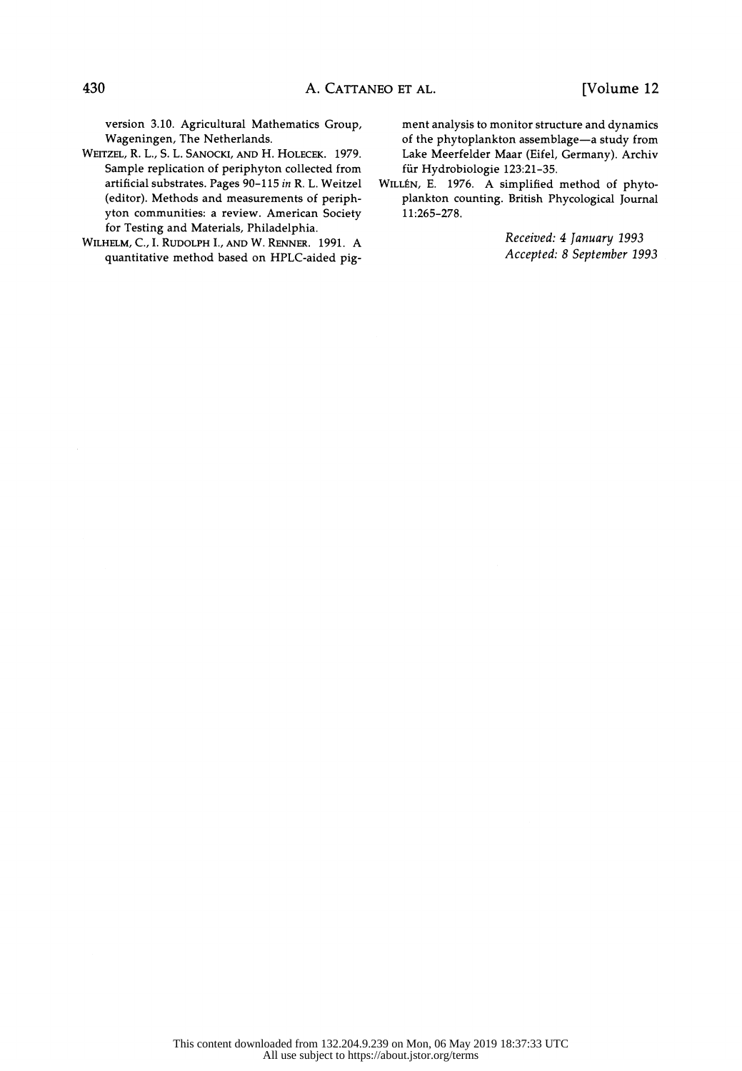version 3.10. Agricultural Mathematics Group, Wageningen, The Netherlands.

WEITZEL, R. L., S. L. SANOCKI, AND H. HOLECEK. 1979. Sample replication of periphyton collected from artificial substrates. Pages 90–115 *in* R. L. Weitzel (editor). Methods and measurements of periphyton communities: a review. American Society for Testing and Materials, Philadelphia.

WILHELM, C., I. RUDOLPH I., AND W. RENNER. 1991. A quantitative method based on HPLC-aided pigment analysis to monitor structure and dynamics of the phytoplankton assemblage—a study from Lake Meerfelder Maar (Eifel, Germany). Archiv für Hydrobiologie 123:21–35.

WILLÉN, E. 1976. A simplified method of phytoplankton counting. British Phycological Journal 11:265–278.

*Received: 4 January 1993*
*Accepted: 8 September 1993*